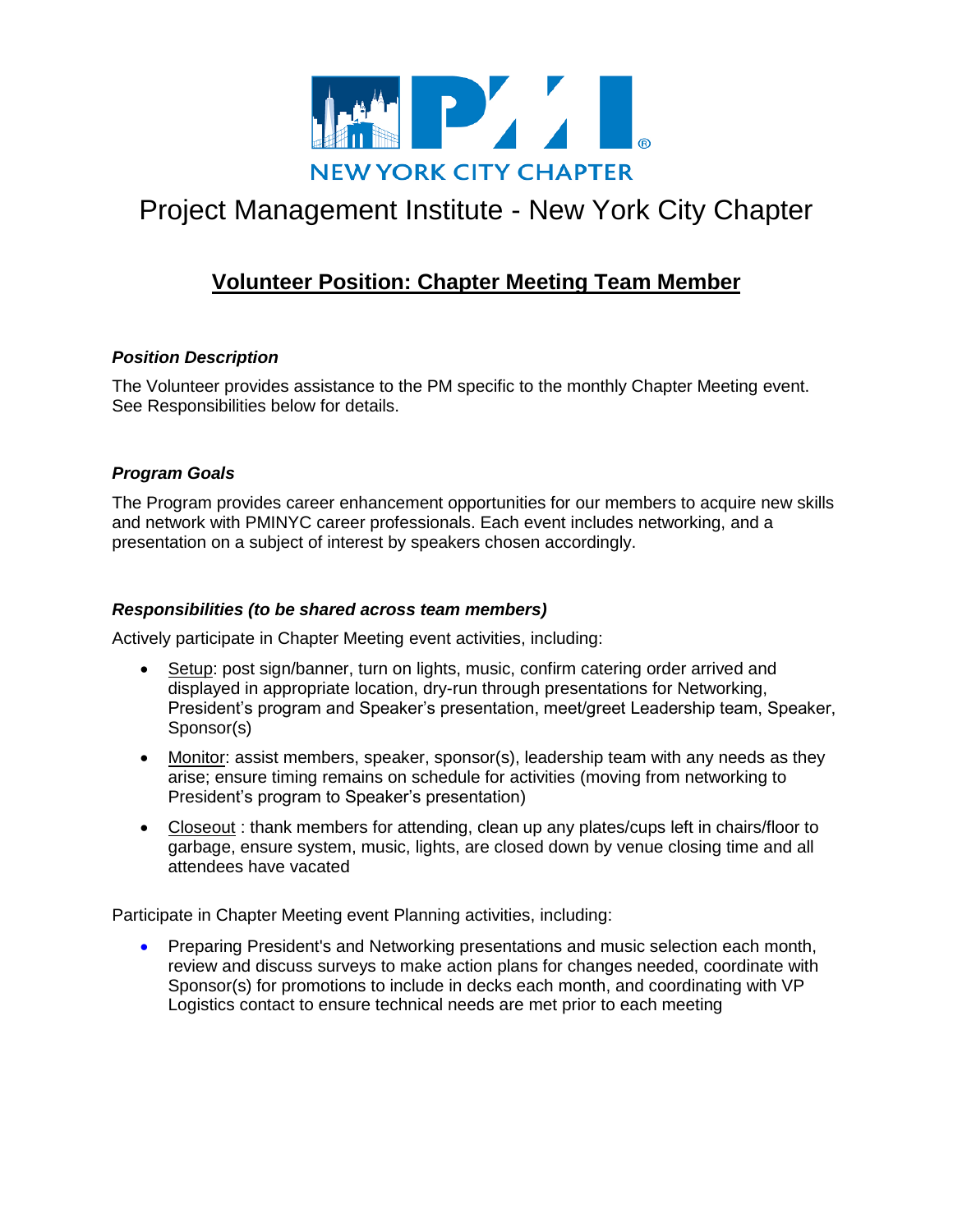NEW YORK CITY CHAPTER

# Project Management Institute - New York City Chapter

## Volunteer Position: Chapter Meeting Team Member

### *Position Description*

The Volunteer provides assistance to the PM specific to the monthly Chapter Meeting event. See Responsibilities below for details.

### *Program Goals*

The Program provides career enhancement opportunities for our members to acquire new skills and network with PMINYC career professionals. Each event includes networking, and a presentation on a subject of interest by speakers chosen accordingly.

### *Responsibilities (to be shared across team members)*

Actively participate in Chapter Meeting event activities, including:

- Setup: post sign/banner, turn on lights, music, confirm catering order arrived and displayed in appropriate location, dry-run through presentations for Networking, President's program and Speaker's presentation, meet/greet Leadership team, Speaker, Sponsor(s)
- Monitor: assist members, speaker, sponsor(s), leadership team with any needs as they arise; ensure timing remains on schedule for activities (moving from networking to President's program to Speaker's presentation)
- Closeout : thank members for attending, clean up any plates/cups left in chairs/floor to garbage, ensure system, music, lights, are closed down by venue closing time and all attendees have vacated

Participate in Chapter Meeting event Planning activities, including:

- Preparing President's and Networking presentations and music selection each month, review and discuss surveys to make action plans for changes needed, coordinate with Sponsor(s) for promotions to include in decks each month, and coordinating with VP Logistics contact to ensure technical needs are met prior to each meeting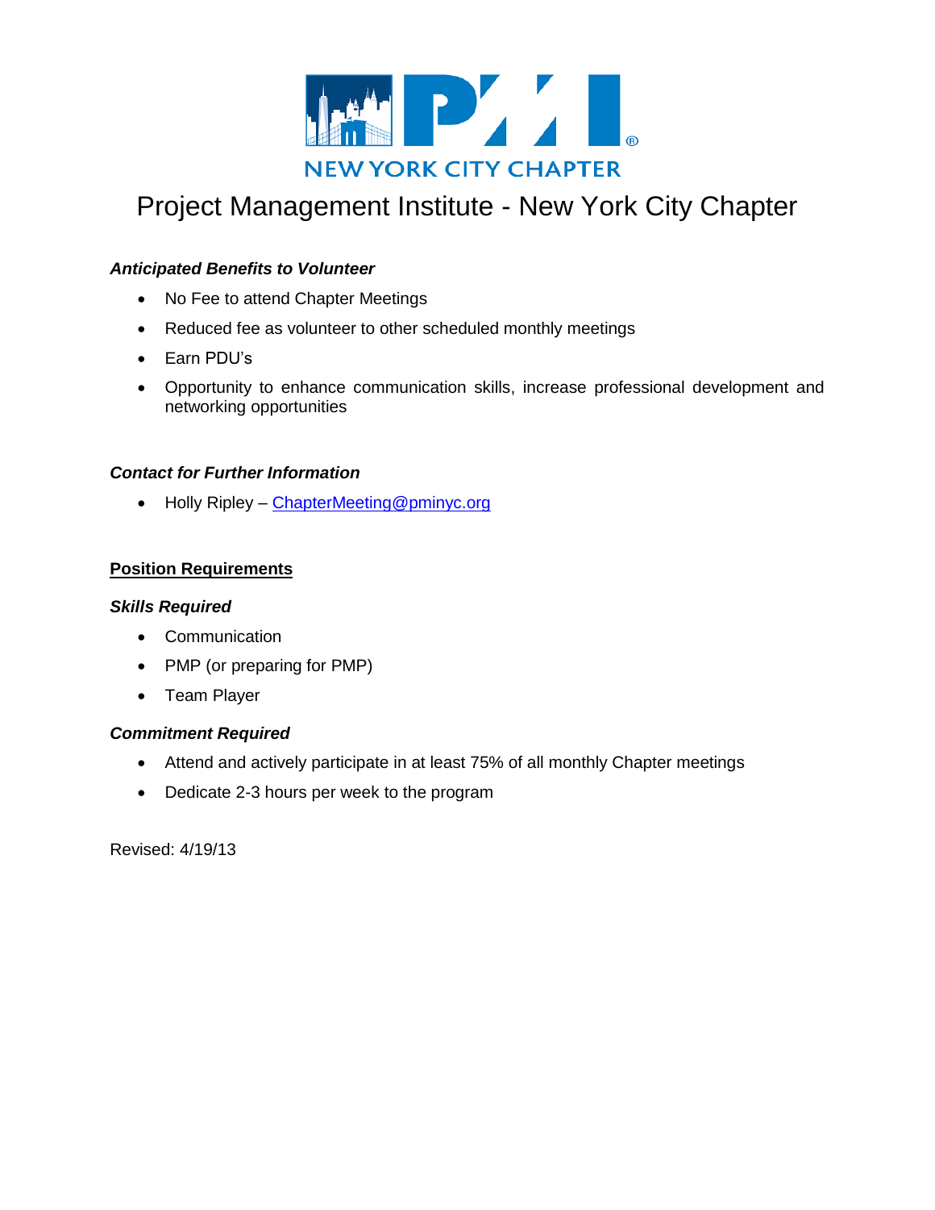NEW YORK CITY CHAPTER

# Project Management Institute - New York City Chapter

***Anticipated Benefits to Volunteer***

- No Fee to attend Chapter Meetings
- Reduced fee as volunteer to other scheduled monthly meetings
- Earn PDU's
- Opportunity to enhance communication skills, increase professional development and networking opportunities

***Contact for Further Information***

- Holly Ripley – ChapterMeeting@pminyc.org

## Position Requirements

***Skills Required***

- Communication
- PMP (or preparing for PMP)
- Team Player

***Commitment Required***

- Attend and actively participate in at least 75% of all monthly Chapter meetings
- Dedicate 2-3 hours per week to the program

Revised: 4/19/13